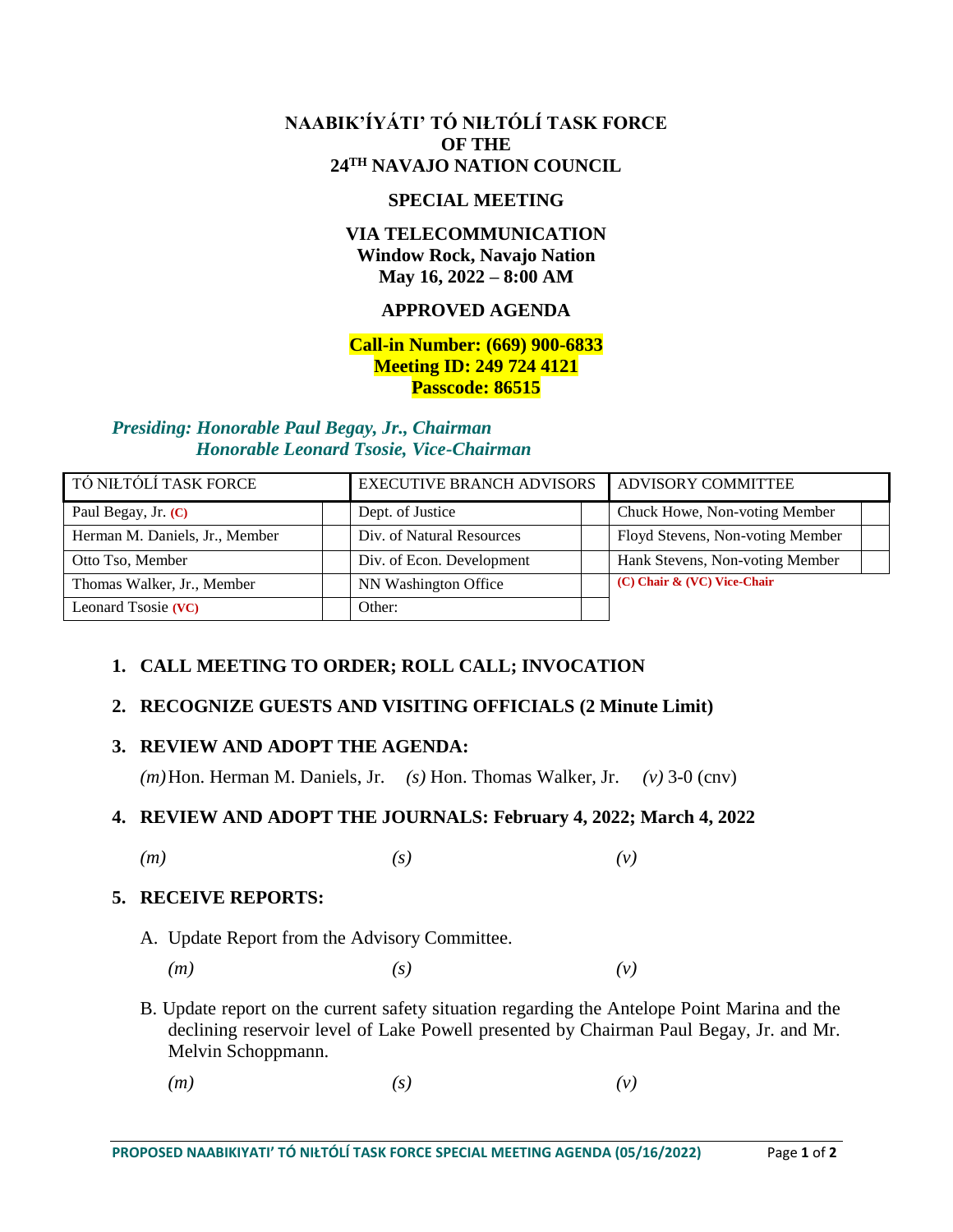# NAABIK'ÍYÁTI' TÓ NIŁTÓLÍ TASK FORCE
# OF THE
# 24TH NAVAJO NATION COUNCIL

## SPECIAL MEETING

## VIA TELECOMMUNICATION
**Window Rock, Navajo Nation**
**May 16, 2022 – 8:00 AM**

## APPROVED AGENDA

**Call-in Number: (669) 900-6833**
**Meeting ID: 249 724 4121**
**Passcode: 86515**

***Presiding: Honorable Paul Begay, Jr., Chairman***
***Honorable Leonard Tsosie, Vice-Chairman***

| TÓ NIŁTÓLÍ TASK FORCE | | EXECUTIVE BRANCH ADVISORS | | ADVISORY COMMITTEE | |
|---|---|---|---|---|---|
| Paul Begay, Jr. **(C)** | | Dept. of Justice | | Chuck Howe, Non-voting Member | |
| Herman M. Daniels, Jr., Member | | Div. of Natural Resources | | Floyd Stevens, Non-voting Member | |
| Otto Tso, Member | | Div. of Econ. Development | | Hank Stevens, Non-voting Member | |
| Thomas Walker, Jr., Member | | NN Washington Office | | **(C) Chair & (VC) Vice-Chair** | |
| Leonard Tsosie **(VC)** | | Other: | | | |

1. **CALL MEETING TO ORDER; ROLL CALL; INVOCATION**

2. **RECOGNIZE GUESTS AND VISITING OFFICIALS (2 Minute Limit)**

3. **REVIEW AND ADOPT THE AGENDA:**

   *(m)* Hon. Herman M. Daniels, Jr. *(s)* Hon. Thomas Walker, Jr. *(v)* 3-0 (cnv)

4. **REVIEW AND ADOPT THE JOURNALS: February 4, 2022; March 4, 2022**

   *(m)* *(s)* *(v)*

5. **RECEIVE REPORTS:**

   A. Update Report from the Advisory Committee.

   *(m)* *(s)* *(v)*

   B. Update report on the current safety situation regarding the Antelope Point Marina and the declining reservoir level of Lake Powell presented by Chairman Paul Begay, Jr. and Mr. Melvin Schoppmann.

   *(m)* *(s)* *(v)*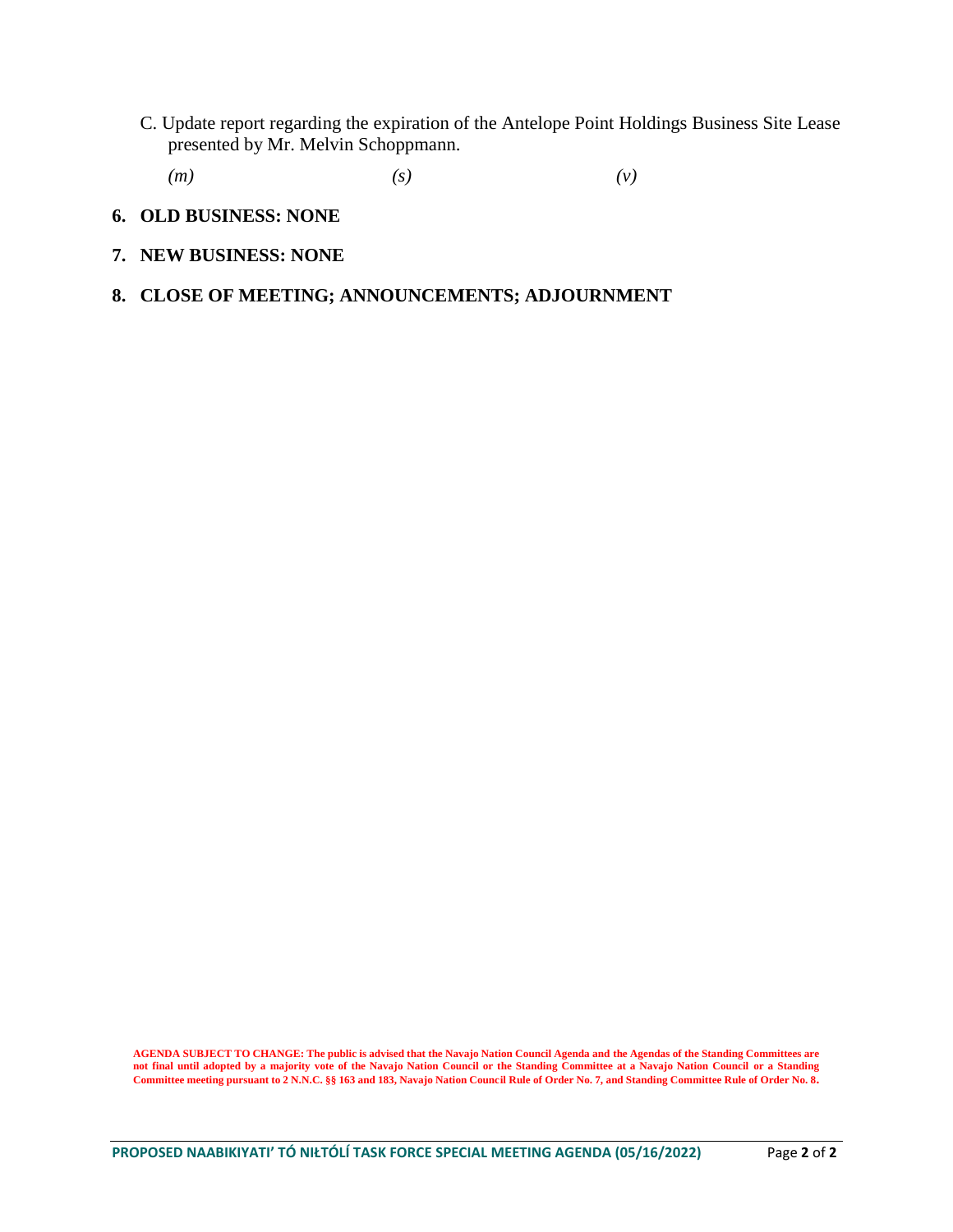C. Update report regarding the expiration of the Antelope Point Holdings Business Site Lease presented by Mr. Melvin Schoppmann.

*(m)* *(s)* *(v)*

**6. OLD BUSINESS: NONE**

**7. NEW BUSINESS: NONE**

**8. CLOSE OF MEETING; ANNOUNCEMENTS; ADJOURNMENT**

**AGENDA SUBJECT TO CHANGE: The public is advised that the Navajo Nation Council Agenda and the Agendas of the Standing Committees are not final until adopted by a majority vote of the Navajo Nation Council or the Standing Committee at a Navajo Nation Council or a Standing Committee meeting pursuant to 2 N.N.C. §§ 163 and 183, Navajo Nation Council Rule of Order No. 7, and Standing Committee Rule of Order No. 8.**